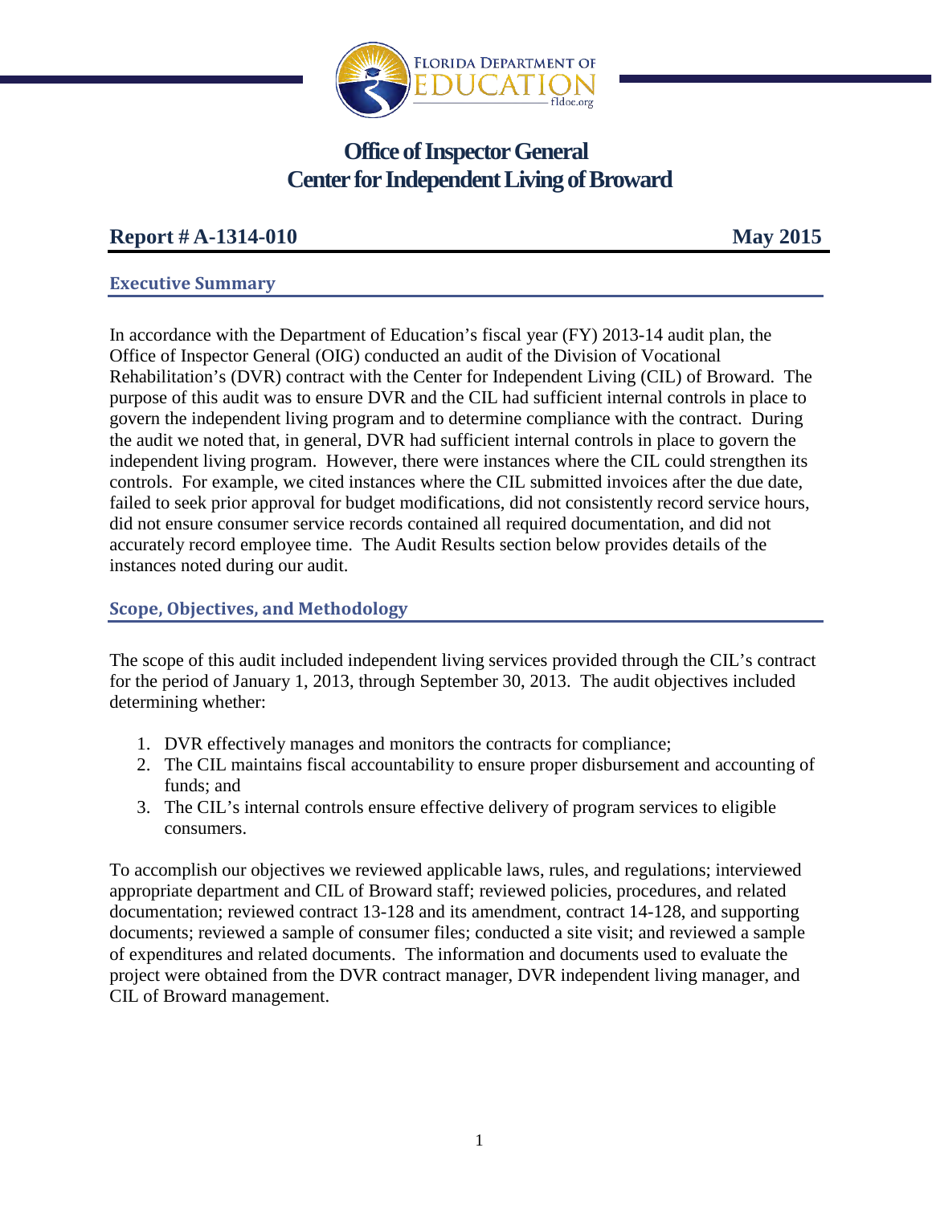# Office of Inspector General
# Center for Independent Living of Broward

**Report # A-1314-010** **May 2015**

## Executive Summary

In accordance with the Department of Education's fiscal year (FY) 2013-14 audit plan, the Office of Inspector General (OIG) conducted an audit of the Division of Vocational Rehabilitation's (DVR) contract with the Center for Independent Living (CIL) of Broward. The purpose of this audit was to ensure DVR and the CIL had sufficient internal controls in place to govern the independent living program and to determine compliance with the contract. During the audit we noted that, in general, DVR had sufficient internal controls in place to govern the independent living program. However, there were instances where the CIL could strengthen its controls. For example, we cited instances where the CIL submitted invoices after the due date, failed to seek prior approval for budget modifications, did not consistently record service hours, did not ensure consumer service records contained all required documentation, and did not accurately record employee time. The Audit Results section below provides details of the instances noted during our audit.

## Scope, Objectives, and Methodology

The scope of this audit included independent living services provided through the CIL's contract for the period of January 1, 2013, through September 30, 2013. The audit objectives included determining whether:

1. DVR effectively manages and monitors the contracts for compliance;
2. The CIL maintains fiscal accountability to ensure proper disbursement and accounting of funds; and
3. The CIL's internal controls ensure effective delivery of program services to eligible consumers.

To accomplish our objectives we reviewed applicable laws, rules, and regulations; interviewed appropriate department and CIL of Broward staff; reviewed policies, procedures, and related documentation; reviewed contract 13-128 and its amendment, contract 14-128, and supporting documents; reviewed a sample of consumer files; conducted a site visit; and reviewed a sample of expenditures and related documents. The information and documents used to evaluate the project were obtained from the DVR contract manager, DVR independent living manager, and CIL of Broward management.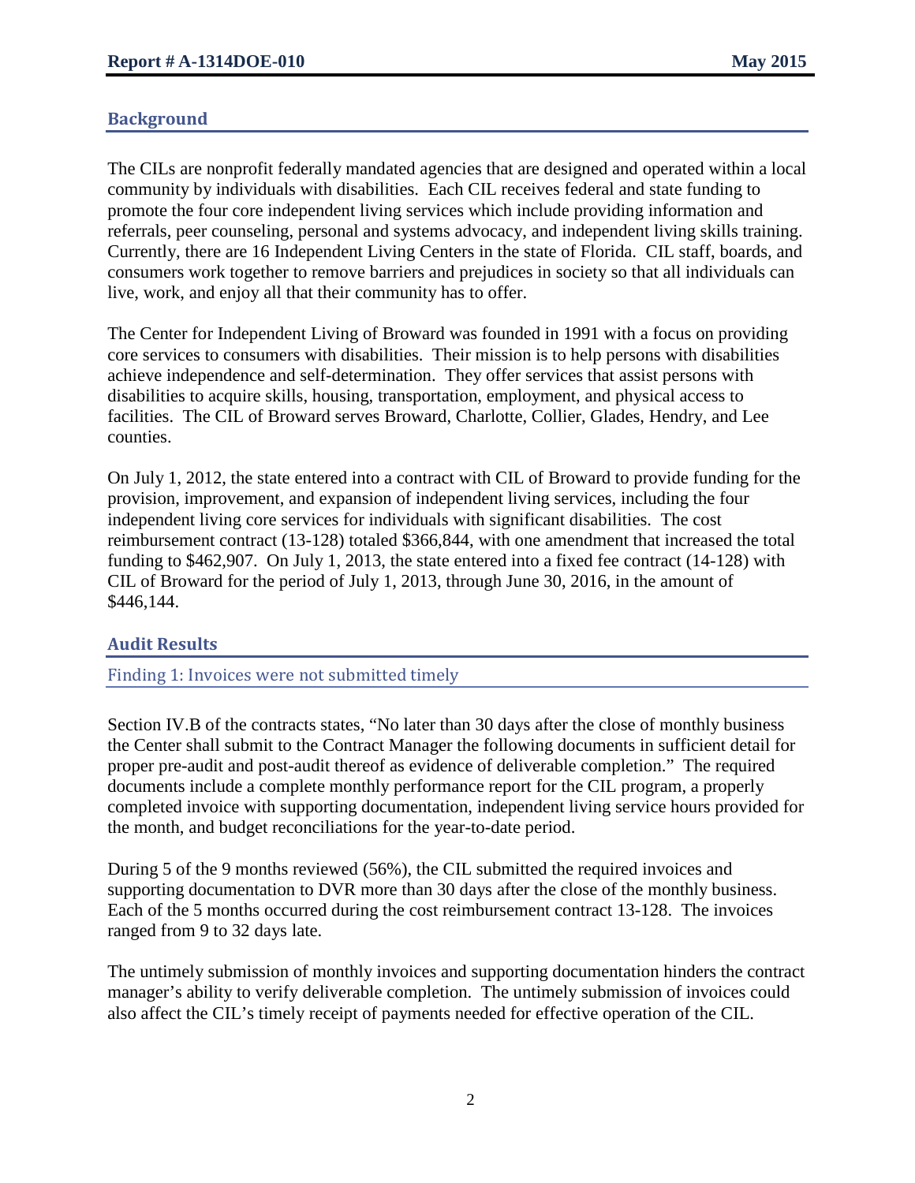## Background

The CILs are nonprofit federally mandated agencies that are designed and operated within a local community by individuals with disabilities. Each CIL receives federal and state funding to promote the four core independent living services which include providing information and referrals, peer counseling, personal and systems advocacy, and independent living skills training. Currently, there are 16 Independent Living Centers in the state of Florida. CIL staff, boards, and consumers work together to remove barriers and prejudices in society so that all individuals can live, work, and enjoy all that their community has to offer.

The Center for Independent Living of Broward was founded in 1991 with a focus on providing core services to consumers with disabilities. Their mission is to help persons with disabilities achieve independence and self-determination. They offer services that assist persons with disabilities to acquire skills, housing, transportation, employment, and physical access to facilities. The CIL of Broward serves Broward, Charlotte, Collier, Glades, Hendry, and Lee counties.

On July 1, 2012, the state entered into a contract with CIL of Broward to provide funding for the provision, improvement, and expansion of independent living services, including the four independent living core services for individuals with significant disabilities. The cost reimbursement contract (13-128) totaled $366,844, with one amendment that increased the total funding to $462,907. On July 1, 2013, the state entered into a fixed fee contract (14-128) with CIL of Broward for the period of July 1, 2013, through June 30, 2016, in the amount of $446,144.

## Audit Results

### Finding 1: Invoices were not submitted timely

Section IV.B of the contracts states, "No later than 30 days after the close of monthly business the Center shall submit to the Contract Manager the following documents in sufficient detail for proper pre-audit and post-audit thereof as evidence of deliverable completion." The required documents include a complete monthly performance report for the CIL program, a properly completed invoice with supporting documentation, independent living service hours provided for the month, and budget reconciliations for the year-to-date period.

During 5 of the 9 months reviewed (56%), the CIL submitted the required invoices and supporting documentation to DVR more than 30 days after the close of the monthly business. Each of the 5 months occurred during the cost reimbursement contract 13-128. The invoices ranged from 9 to 32 days late.

The untimely submission of monthly invoices and supporting documentation hinders the contract manager's ability to verify deliverable completion. The untimely submission of invoices could also affect the CIL's timely receipt of payments needed for effective operation of the CIL.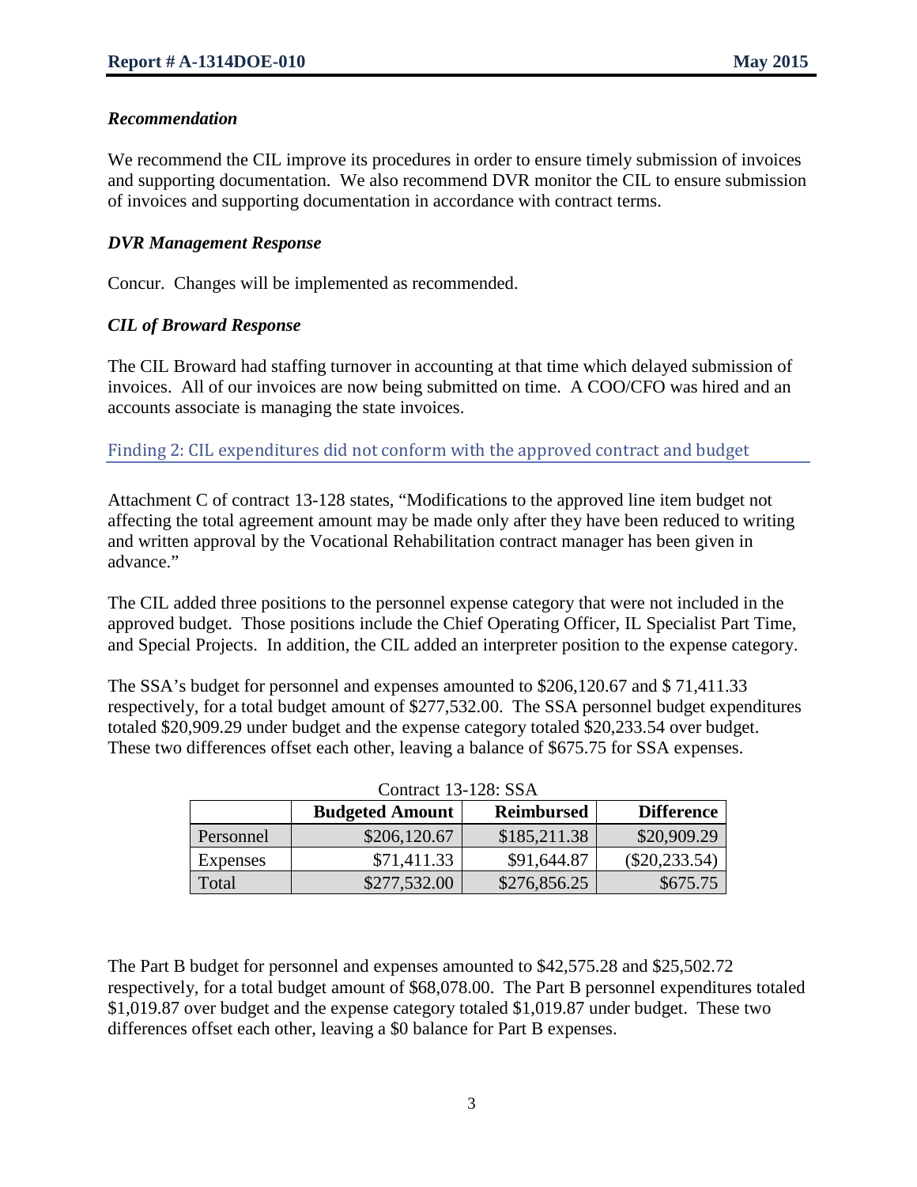### *Recommendation*

We recommend the CIL improve its procedures in order to ensure timely submission of invoices and supporting documentation. We also recommend DVR monitor the CIL to ensure submission of invoices and supporting documentation in accordance with contract terms.

### *DVR Management Response*

Concur. Changes will be implemented as recommended.

### *CIL of Broward Response*

The CIL Broward had staffing turnover in accounting at that time which delayed submission of invoices. All of our invoices are now being submitted on time. A COO/CFO was hired and an accounts associate is managing the state invoices.

## Finding 2: CIL expenditures did not conform with the approved contract and budget

Attachment C of contract 13-128 states, "Modifications to the approved line item budget not affecting the total agreement amount may be made only after they have been reduced to writing and written approval by the Vocational Rehabilitation contract manager has been given in advance."

The CIL added three positions to the personnel expense category that were not included in the approved budget. Those positions include the Chief Operating Officer, IL Specialist Part Time, and Special Projects. In addition, the CIL added an interpreter position to the expense category.

The SSA's budget for personnel and expenses amounted to $206,120.67 and $ 71,411.33 respectively, for a total budget amount of $277,532.00. The SSA personnel budget expenditures totaled $20,909.29 under budget and the expense category totaled $20,233.54 over budget. These two differences offset each other, leaving a balance of $675.75 for SSA expenses.

Contract 13-128: SSA

| | Budgeted Amount | Reimbursed | Difference |
|---|---|---|---|
| Personnel | $206,120.67 | $185,211.38 | $20,909.29 |
| Expenses | $71,411.33 | $91,644.87 | ($20,233.54) |
| Total | $277,532.00 | $276,856.25 | $675.75 |

The Part B budget for personnel and expenses amounted to $42,575.28 and $25,502.72 respectively, for a total budget amount of $68,078.00. The Part B personnel expenditures totaled $1,019.87 over budget and the expense category totaled $1,019.87 under budget. These two differences offset each other, leaving a $0 balance for Part B expenses.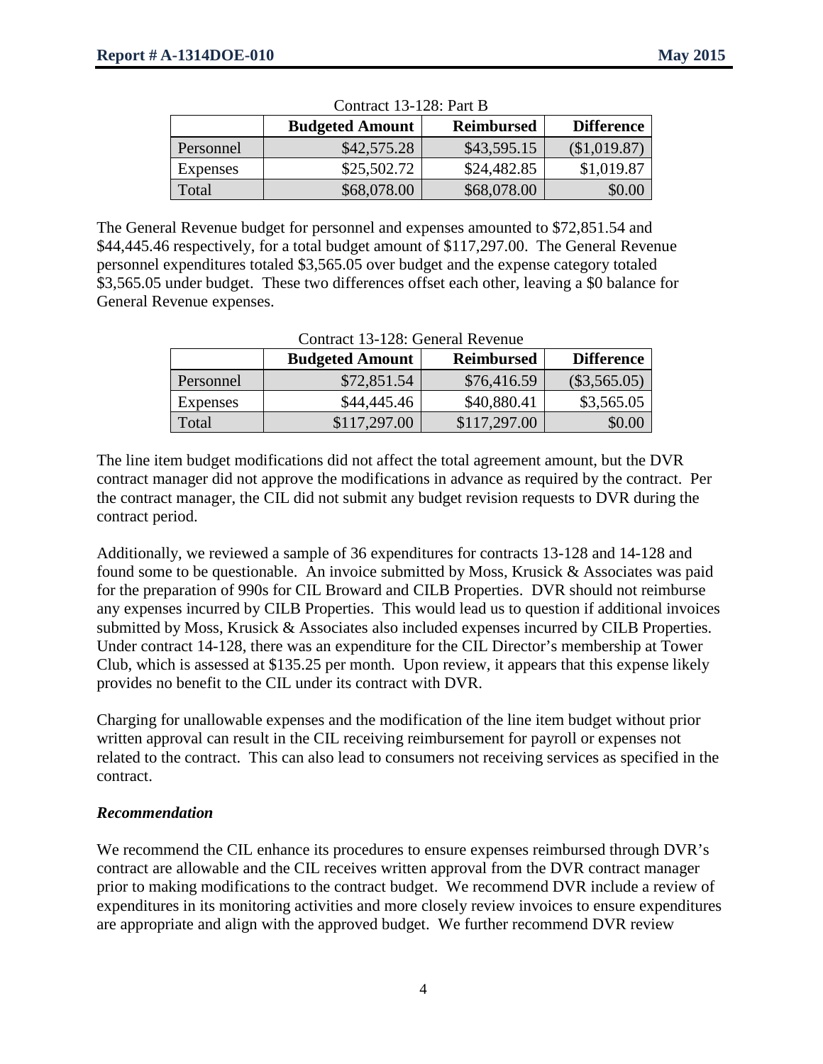Contract 13-128: Part B

| | Budgeted Amount | Reimbursed | Difference |
|---|---|---|---|
| Personnel | $42,575.28 | $43,595.15 | ($1,019.87) |
| Expenses | $25,502.72 | $24,482.85 | $1,019.87 |
| Total | $68,078.00 | $68,078.00 | $0.00 |

The General Revenue budget for personnel and expenses amounted to $72,851.54 and $44,445.46 respectively, for a total budget amount of $117,297.00. The General Revenue personnel expenditures totaled $3,565.05 over budget and the expense category totaled $3,565.05 under budget. These two differences offset each other, leaving a $0 balance for General Revenue expenses.

Contract 13-128: General Revenue

| | Budgeted Amount | Reimbursed | Difference |
|---|---|---|---|
| Personnel | $72,851.54 | $76,416.59 | ($3,565.05) |
| Expenses | $44,445.46 | $40,880.41 | $3,565.05 |
| Total | $117,297.00 | $117,297.00 | $0.00 |

The line item budget modifications did not affect the total agreement amount, but the DVR contract manager did not approve the modifications in advance as required by the contract. Per the contract manager, the CIL did not submit any budget revision requests to DVR during the contract period.

Additionally, we reviewed a sample of 36 expenditures for contracts 13-128 and 14-128 and found some to be questionable. An invoice submitted by Moss, Krusick & Associates was paid for the preparation of 990s for CIL Broward and CILB Properties. DVR should not reimburse any expenses incurred by CILB Properties. This would lead us to question if additional invoices submitted by Moss, Krusick & Associates also included expenses incurred by CILB Properties. Under contract 14-128, there was an expenditure for the CIL Director's membership at Tower Club, which is assessed at $135.25 per month. Upon review, it appears that this expense likely provides no benefit to the CIL under its contract with DVR.

Charging for unallowable expenses and the modification of the line item budget without prior written approval can result in the CIL receiving reimbursement for payroll or expenses not related to the contract. This can also lead to consumers not receiving services as specified in the contract.

***Recommendation***

We recommend the CIL enhance its procedures to ensure expenses reimbursed through DVR's contract are allowable and the CIL receives written approval from the DVR contract manager prior to making modifications to the contract budget. We recommend DVR include a review of expenditures in its monitoring activities and more closely review invoices to ensure expenditures are appropriate and align with the approved budget. We further recommend DVR review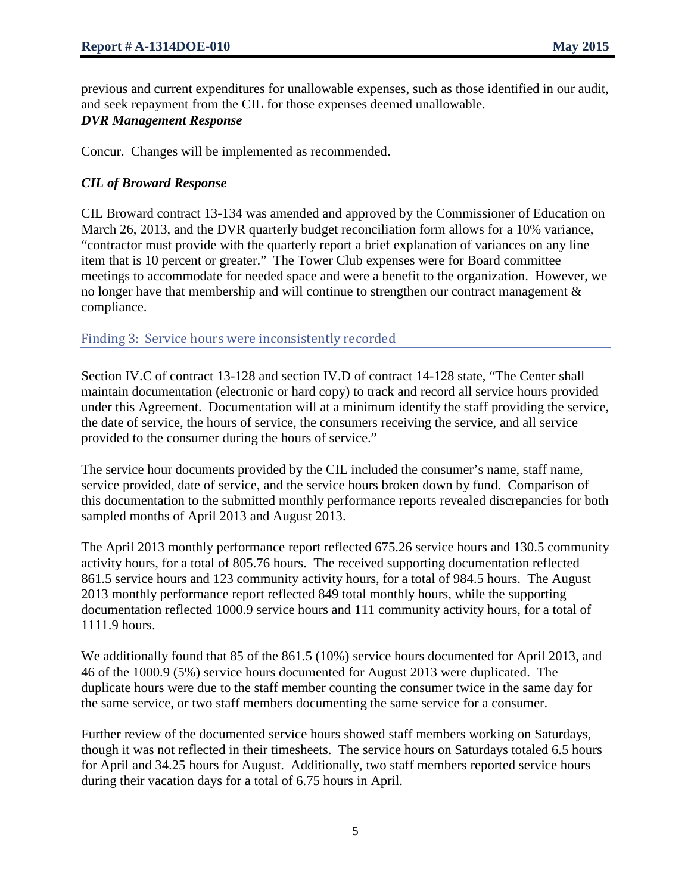previous and current expenditures for unallowable expenses, such as those identified in our audit, and seek repayment from the CIL for those expenses deemed unallowable.

***DVR Management Response***

Concur. Changes will be implemented as recommended.

***CIL of Broward Response***

CIL Broward contract 13-134 was amended and approved by the Commissioner of Education on March 26, 2013, and the DVR quarterly budget reconciliation form allows for a 10% variance, "contractor must provide with the quarterly report a brief explanation of variances on any line item that is 10 percent or greater." The Tower Club expenses were for Board committee meetings to accommodate for needed space and were a benefit to the organization. However, we no longer have that membership and will continue to strengthen our contract management & compliance.

### Finding 3: Service hours were inconsistently recorded

Section IV.C of contract 13-128 and section IV.D of contract 14-128 state, "The Center shall maintain documentation (electronic or hard copy) to track and record all service hours provided under this Agreement. Documentation will at a minimum identify the staff providing the service, the date of service, the hours of service, the consumers receiving the service, and all service provided to the consumer during the hours of service."

The service hour documents provided by the CIL included the consumer's name, staff name, service provided, date of service, and the service hours broken down by fund. Comparison of this documentation to the submitted monthly performance reports revealed discrepancies for both sampled months of April 2013 and August 2013.

The April 2013 monthly performance report reflected 675.26 service hours and 130.5 community activity hours, for a total of 805.76 hours. The received supporting documentation reflected 861.5 service hours and 123 community activity hours, for a total of 984.5 hours. The August 2013 monthly performance report reflected 849 total monthly hours, while the supporting documentation reflected 1000.9 service hours and 111 community activity hours, for a total of 1111.9 hours.

We additionally found that 85 of the 861.5 (10%) service hours documented for April 2013, and 46 of the 1000.9 (5%) service hours documented for August 2013 were duplicated. The duplicate hours were due to the staff member counting the consumer twice in the same day for the same service, or two staff members documenting the same service for a consumer.

Further review of the documented service hours showed staff members working on Saturdays, though it was not reflected in their timesheets. The service hours on Saturdays totaled 6.5 hours for April and 34.25 hours for August. Additionally, two staff members reported service hours during their vacation days for a total of 6.75 hours in April.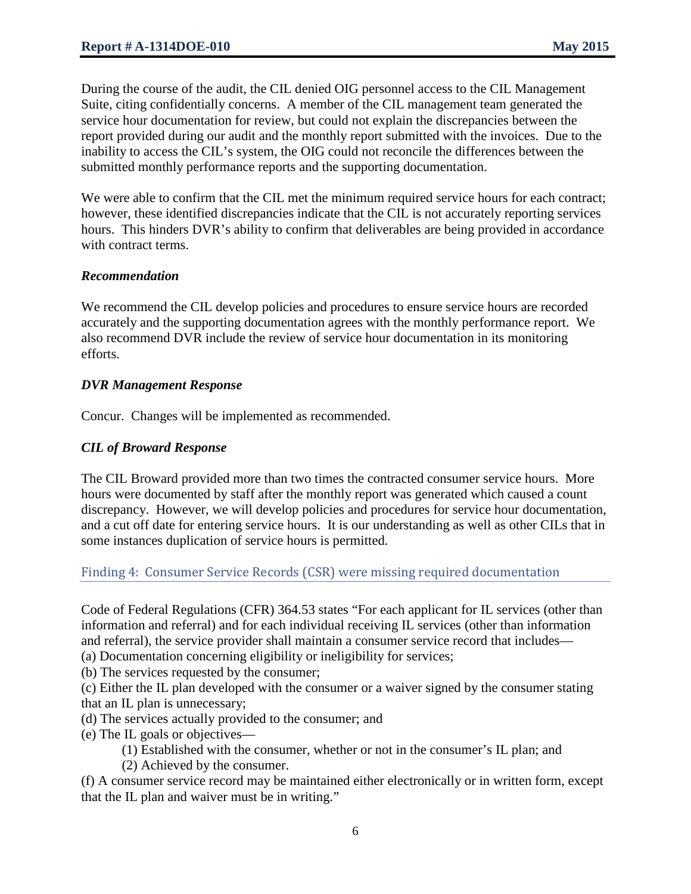During the course of the audit, the CIL denied OIG personnel access to the CIL Management Suite, citing confidentially concerns. A member of the CIL management team generated the service hour documentation for review, but could not explain the discrepancies between the report provided during our audit and the monthly report submitted with the invoices. Due to the inability to access the CIL's system, the OIG could not reconcile the differences between the submitted monthly performance reports and the supporting documentation.

We were able to confirm that the CIL met the minimum required service hours for each contract; however, these identified discrepancies indicate that the CIL is not accurately reporting services hours. This hinders DVR's ability to confirm that deliverables are being provided in accordance with contract terms.

### *Recommendation*

We recommend the CIL develop policies and procedures to ensure service hours are recorded accurately and the supporting documentation agrees with the monthly performance report. We also recommend DVR include the review of service hour documentation in its monitoring efforts.

### *DVR Management Response*

Concur. Changes will be implemented as recommended.

### *CIL of Broward Response*

The CIL Broward provided more than two times the contracted consumer service hours. More hours were documented by staff after the monthly report was generated which caused a count discrepancy. However, we will develop policies and procedures for service hour documentation, and a cut off date for entering service hours. It is our understanding as well as other CILs that in some instances duplication of service hours is permitted.

## Finding 4: Consumer Service Records (CSR) were missing required documentation

Code of Federal Regulations (CFR) 364.53 states "For each applicant for IL services (other than information and referral) and for each individual receiving IL services (other than information and referral), the service provider shall maintain a consumer service record that includes—

(a) Documentation concerning eligibility or ineligibility for services;
(b) The services requested by the consumer;
(c) Either the IL plan developed with the consumer or a waiver signed by the consumer stating that an IL plan is unnecessary;
(d) The services actually provided to the consumer; and
(e) The IL goals or objectives—
    (1) Established with the consumer, whether or not in the consumer's IL plan; and
    (2) Achieved by the consumer.
(f) A consumer service record may be maintained either electronically or in written form, except that the IL plan and waiver must be in writing."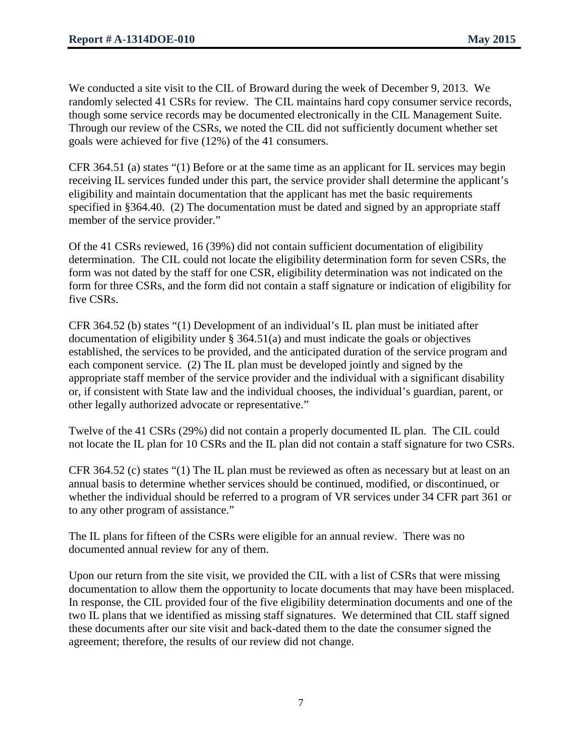We conducted a site visit to the CIL of Broward during the week of December 9, 2013. We randomly selected 41 CSRs for review. The CIL maintains hard copy consumer service records, though some service records may be documented electronically in the CIL Management Suite. Through our review of the CSRs, we noted the CIL did not sufficiently document whether set goals were achieved for five (12%) of the 41 consumers.

CFR 364.51 (a) states "(1) Before or at the same time as an applicant for IL services may begin receiving IL services funded under this part, the service provider shall determine the applicant's eligibility and maintain documentation that the applicant has met the basic requirements specified in §364.40. (2) The documentation must be dated and signed by an appropriate staff member of the service provider."

Of the 41 CSRs reviewed, 16 (39%) did not contain sufficient documentation of eligibility determination. The CIL could not locate the eligibility determination form for seven CSRs, the form was not dated by the staff for one CSR, eligibility determination was not indicated on the form for three CSRs, and the form did not contain a staff signature or indication of eligibility for five CSRs.

CFR 364.52 (b) states "(1) Development of an individual's IL plan must be initiated after documentation of eligibility under § 364.51(a) and must indicate the goals or objectives established, the services to be provided, and the anticipated duration of the service program and each component service. (2) The IL plan must be developed jointly and signed by the appropriate staff member of the service provider and the individual with a significant disability or, if consistent with State law and the individual chooses, the individual's guardian, parent, or other legally authorized advocate or representative."

Twelve of the 41 CSRs (29%) did not contain a properly documented IL plan. The CIL could not locate the IL plan for 10 CSRs and the IL plan did not contain a staff signature for two CSRs.

CFR 364.52 (c) states "(1) The IL plan must be reviewed as often as necessary but at least on an annual basis to determine whether services should be continued, modified, or discontinued, or whether the individual should be referred to a program of VR services under 34 CFR part 361 or to any other program of assistance."

The IL plans for fifteen of the CSRs were eligible for an annual review. There was no documented annual review for any of them.

Upon our return from the site visit, we provided the CIL with a list of CSRs that were missing documentation to allow them the opportunity to locate documents that may have been misplaced. In response, the CIL provided four of the five eligibility determination documents and one of the two IL plans that we identified as missing staff signatures. We determined that CIL staff signed these documents after our site visit and back-dated them to the date the consumer signed the agreement; therefore, the results of our review did not change.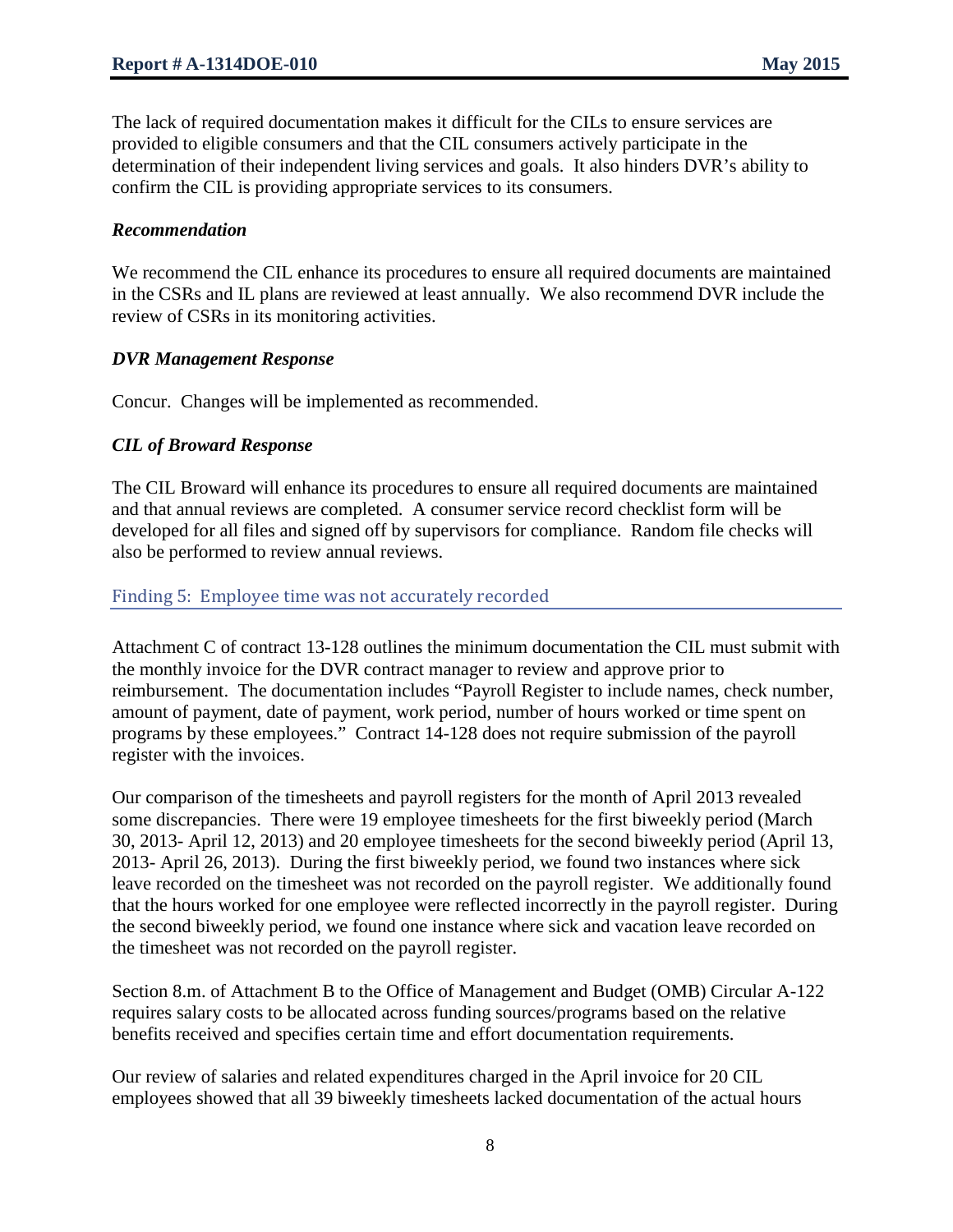The lack of required documentation makes it difficult for the CILs to ensure services are provided to eligible consumers and that the CIL consumers actively participate in the determination of their independent living services and goals. It also hinders DVR's ability to confirm the CIL is providing appropriate services to its consumers.

### *Recommendation*

We recommend the CIL enhance its procedures to ensure all required documents are maintained in the CSRs and IL plans are reviewed at least annually. We also recommend DVR include the review of CSRs in its monitoring activities.

### *DVR Management Response*

Concur. Changes will be implemented as recommended.

### *CIL of Broward Response*

The CIL Broward will enhance its procedures to ensure all required documents are maintained and that annual reviews are completed. A consumer service record checklist form will be developed for all files and signed off by supervisors for compliance. Random file checks will also be performed to review annual reviews.

## Finding 5: Employee time was not accurately recorded

Attachment C of contract 13-128 outlines the minimum documentation the CIL must submit with the monthly invoice for the DVR contract manager to review and approve prior to reimbursement. The documentation includes "Payroll Register to include names, check number, amount of payment, date of payment, work period, number of hours worked or time spent on programs by these employees." Contract 14-128 does not require submission of the payroll register with the invoices.

Our comparison of the timesheets and payroll registers for the month of April 2013 revealed some discrepancies. There were 19 employee timesheets for the first biweekly period (March 30, 2013- April 12, 2013) and 20 employee timesheets for the second biweekly period (April 13, 2013- April 26, 2013). During the first biweekly period, we found two instances where sick leave recorded on the timesheet was not recorded on the payroll register. We additionally found that the hours worked for one employee were reflected incorrectly in the payroll register. During the second biweekly period, we found one instance where sick and vacation leave recorded on the timesheet was not recorded on the payroll register.

Section 8.m. of Attachment B to the Office of Management and Budget (OMB) Circular A-122 requires salary costs to be allocated across funding sources/programs based on the relative benefits received and specifies certain time and effort documentation requirements.

Our review of salaries and related expenditures charged in the April invoice for 20 CIL employees showed that all 39 biweekly timesheets lacked documentation of the actual hours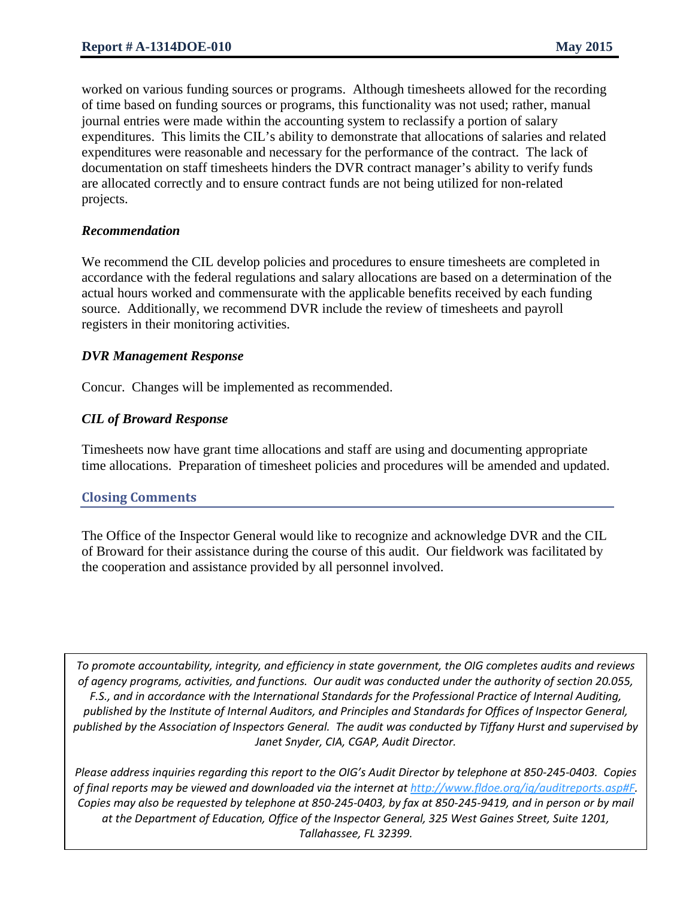worked on various funding sources or programs. Although timesheets allowed for the recording of time based on funding sources or programs, this functionality was not used; rather, manual journal entries were made within the accounting system to reclassify a portion of salary expenditures. This limits the CIL's ability to demonstrate that allocations of salaries and related expenditures were reasonable and necessary for the performance of the contract. The lack of documentation on staff timesheets hinders the DVR contract manager's ability to verify funds are allocated correctly and to ensure contract funds are not being utilized for non-related projects.

### *Recommendation*

We recommend the CIL develop policies and procedures to ensure timesheets are completed in accordance with the federal regulations and salary allocations are based on a determination of the actual hours worked and commensurate with the applicable benefits received by each funding source. Additionally, we recommend DVR include the review of timesheets and payroll registers in their monitoring activities.

### *DVR Management Response*

Concur. Changes will be implemented as recommended.

### *CIL of Broward Response*

Timesheets now have grant time allocations and staff are using and documenting appropriate time allocations. Preparation of timesheet policies and procedures will be amended and updated.

## Closing Comments

The Office of the Inspector General would like to recognize and acknowledge DVR and the CIL of Broward for their assistance during the course of this audit. Our fieldwork was facilitated by the cooperation and assistance provided by all personnel involved.

*To promote accountability, integrity, and efficiency in state government, the OIG completes audits and reviews of agency programs, activities, and functions. Our audit was conducted under the authority of section 20.055, F.S., and in accordance with the International Standards for the Professional Practice of Internal Auditing, published by the Institute of Internal Auditors, and Principles and Standards for Offices of Inspector General, published by the Association of Inspectors General. The audit was conducted by Tiffany Hurst and supervised by Janet Snyder, CIA, CGAP, Audit Director.*

*Please address inquiries regarding this report to the OIG's Audit Director by telephone at 850-245-0403. Copies of final reports may be viewed and downloaded via the internet at [http://www.fldoe.org/ig/auditreports.asp#F](http://www.fldoe.org/ig/auditreports.asp#F). Copies may also be requested by telephone at 850-245-0403, by fax at 850-245-9419, and in person or by mail at the Department of Education, Office of the Inspector General, 325 West Gaines Street, Suite 1201, Tallahassee, FL 32399.*